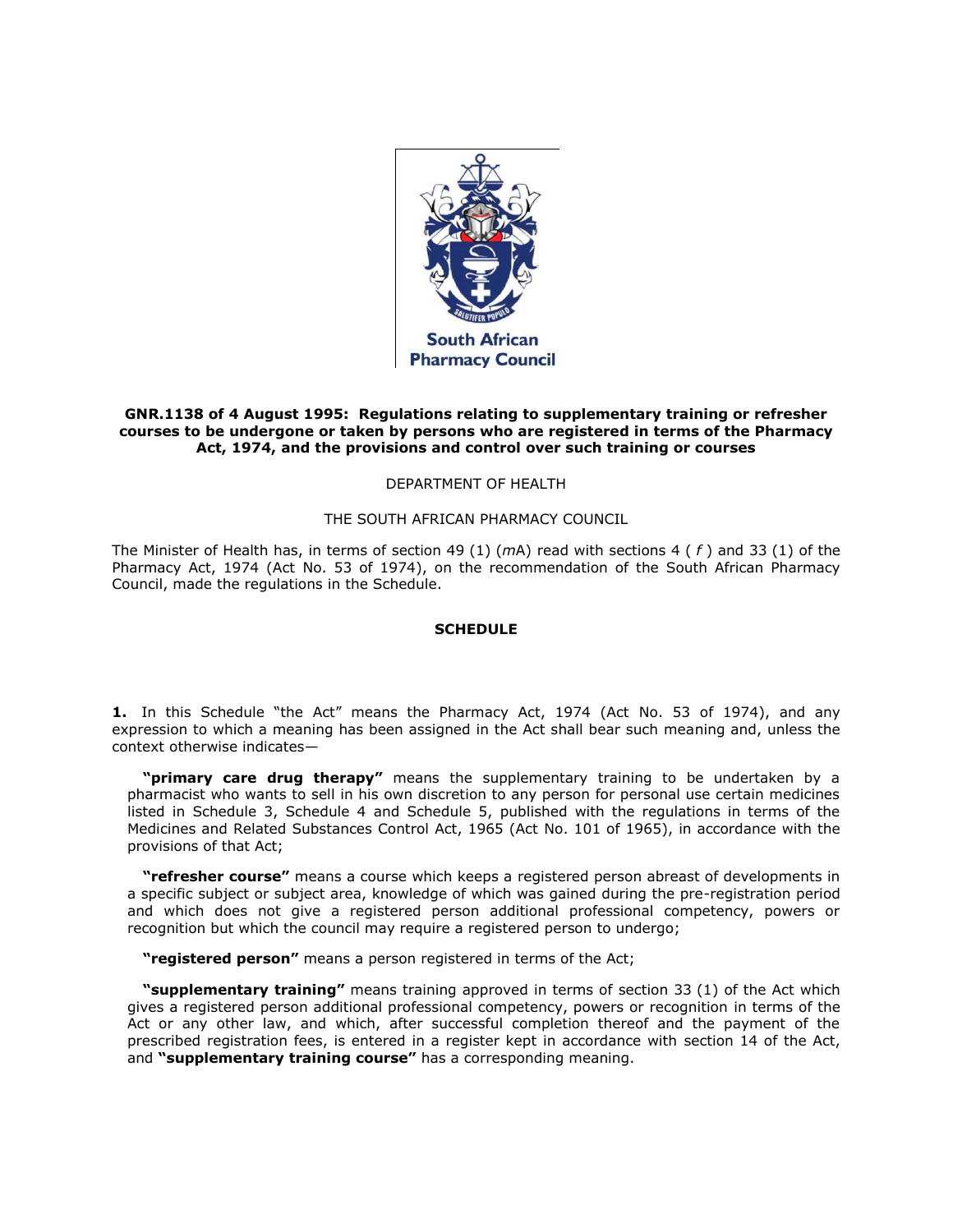South African Pharmacy Council

**GNR.1138 of 4 August 1995: Regulations relating to supplementary training or refresher courses to be undergone or taken by persons who are registered in terms of the Pharmacy Act, 1974, and the provisions and control over such training or courses**

DEPARTMENT OF HEALTH

THE SOUTH AFRICAN PHARMACY COUNCIL

The Minister of Health has, in terms of section 49 (1) (*m*A) read with sections 4 ( *f* ) and 33 (1) of the Pharmacy Act, 1974 (Act No. 53 of 1974), on the recommendation of the South African Pharmacy Council, made the regulations in the Schedule.

## SCHEDULE

**1.** In this Schedule "the Act" means the Pharmacy Act, 1974 (Act No. 53 of 1974), and any expression to which a meaning has been assigned in the Act shall bear such meaning and, unless the context otherwise indicates—

**"primary care drug therapy"** means the supplementary training to be undertaken by a pharmacist who wants to sell in his own discretion to any person for personal use certain medicines listed in Schedule 3, Schedule 4 and Schedule 5, published with the regulations in terms of the Medicines and Related Substances Control Act, 1965 (Act No. 101 of 1965), in accordance with the provisions of that Act;

**"refresher course"** means a course which keeps a registered person abreast of developments in a specific subject or subject area, knowledge of which was gained during the pre-registration period and which does not give a registered person additional professional competency, powers or recognition but which the council may require a registered person to undergo;

**"registered person"** means a person registered in terms of the Act;

**"supplementary training"** means training approved in terms of section 33 (1) of the Act which gives a registered person additional professional competency, powers or recognition in terms of the Act or any other law, and which, after successful completion thereof and the payment of the prescribed registration fees, is entered in a register kept in accordance with section 14 of the Act, and **"supplementary training course"** has a corresponding meaning.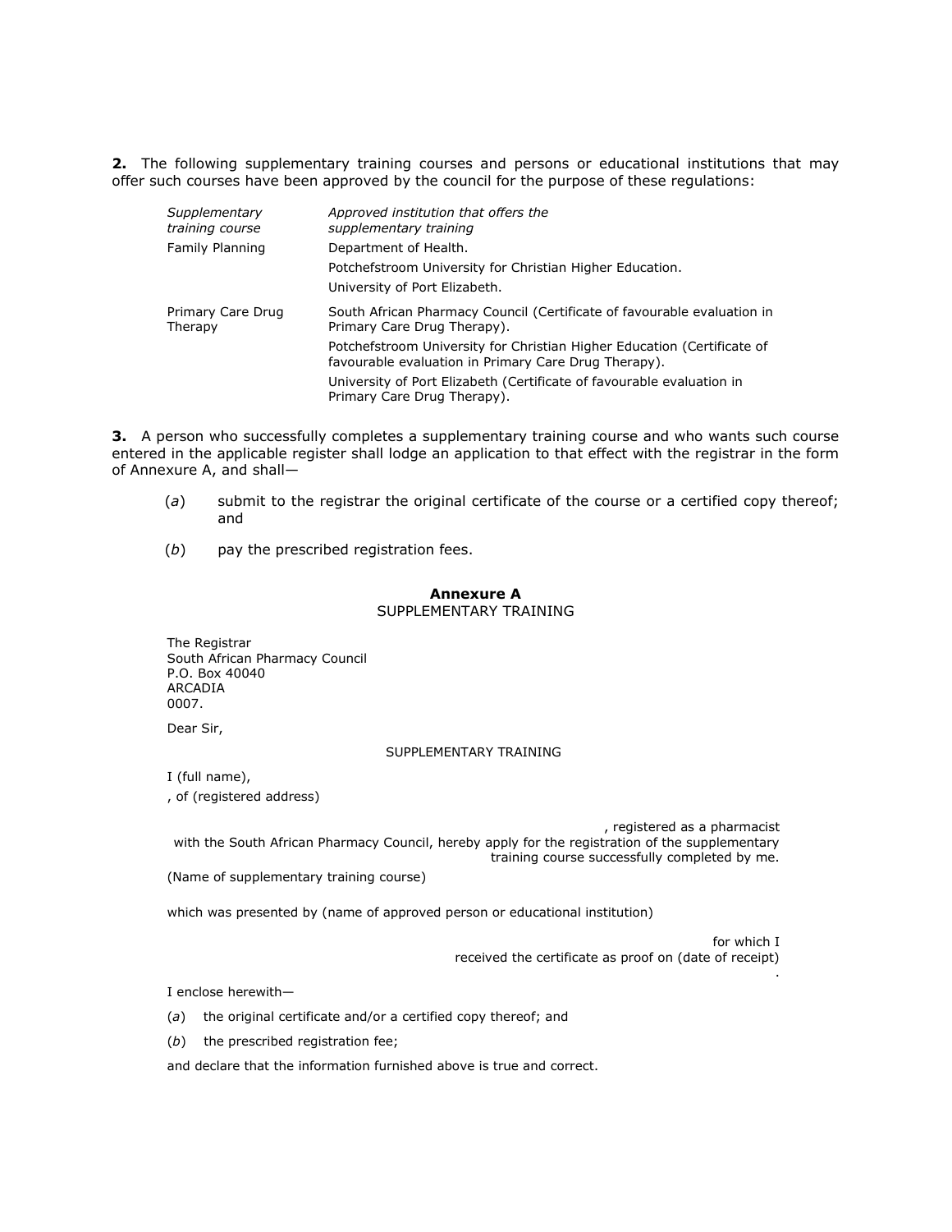**2.** The following supplementary training courses and persons or educational institutions that may offer such courses have been approved by the council for the purpose of these regulations:

| *Supplementary training course* | *Approved institution that offers the supplementary training* |
|---|---|
| Family Planning | Department of Health. |
| | Potchefstroom University for Christian Higher Education. |
| | University of Port Elizabeth. |
| Primary Care Drug Therapy | South African Pharmacy Council (Certificate of favourable evaluation in Primary Care Drug Therapy). |
| | Potchefstroom University for Christian Higher Education (Certificate of favourable evaluation in Primary Care Drug Therapy). |
| | University of Port Elizabeth (Certificate of favourable evaluation in Primary Care Drug Therapy). |

**3.** A person who successfully completes a supplementary training course and who wants such course entered in the applicable register shall lodge an application to that effect with the registrar in the form of Annexure A, and shall—

(*a*) submit to the registrar the original certificate of the course or a certified copy thereof; and

(*b*) pay the prescribed registration fees.

**Annexure A**

SUPPLEMENTARY TRAINING

The Registrar
South African Pharmacy Council
P.O. Box 40040
ARCADIA
0007.

Dear Sir,

SUPPLEMENTARY TRAINING

I (full name),

, of (registered address)

, registered as a pharmacist with the South African Pharmacy Council, hereby apply for the registration of the supplementary training course successfully completed by me.

(Name of supplementary training course)

which was presented by (name of approved person or educational institution)

for which I received the certificate as proof on (date of receipt)

.

I enclose herewith—

(*a*) the original certificate and/or a certified copy thereof; and

(*b*) the prescribed registration fee;

and declare that the information furnished above is true and correct.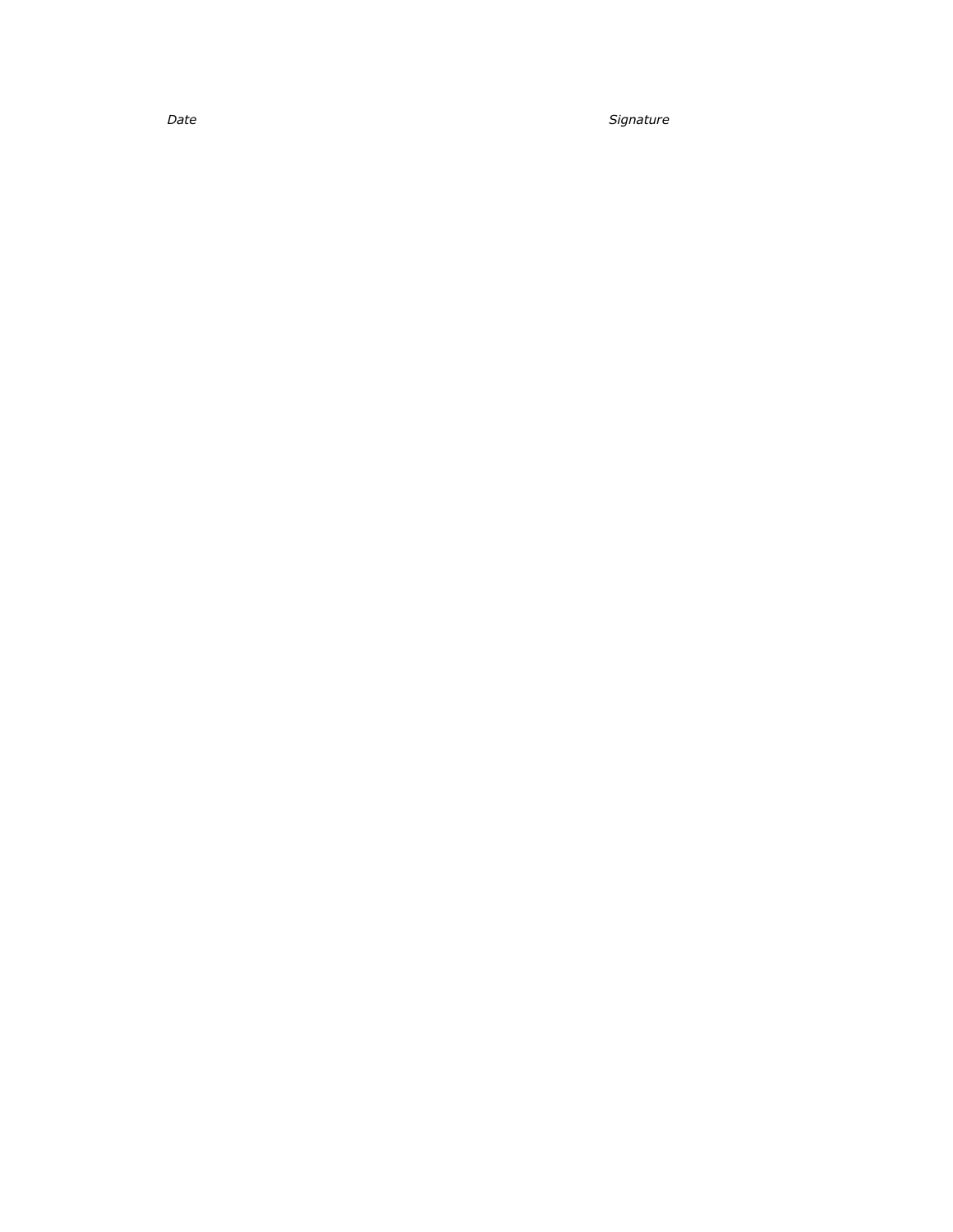*Date* *Signature*